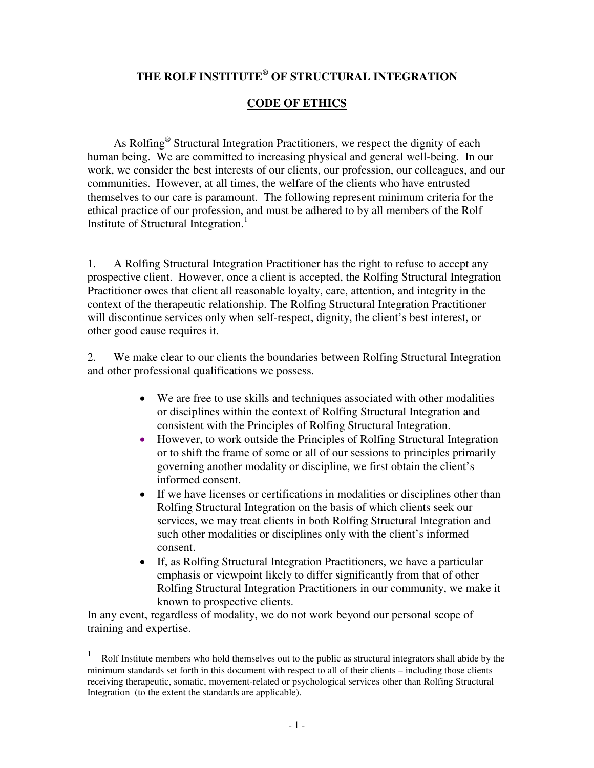# THE ROLF INSTITUTE® OF STRUCTURAL INTEGRATION

## CODE OF ETHICS

As Rolfing® Structural Integration Practitioners, we respect the dignity of each human being. We are committed to increasing physical and general well-being. In our work, we consider the best interests of our clients, our profession, our colleagues, and our communities. However, at all times, the welfare of the clients who have entrusted themselves to our care is paramount. The following represent minimum criteria for the ethical practice of our profession, and must be adhered to by all members of the Rolf Institute of Structural Integration.[1]

1. A Rolfing Structural Integration Practitioner has the right to refuse to accept any prospective client. However, once a client is accepted, the Rolfing Structural Integration Practitioner owes that client all reasonable loyalty, care, attention, and integrity in the context of the therapeutic relationship. The Rolfing Structural Integration Practitioner will discontinue services only when self-respect, dignity, the client's best interest, or other good cause requires it.

2. We make clear to our clients the boundaries between Rolfing Structural Integration and other professional qualifications we possess.

   - We are free to use skills and techniques associated with other modalities or disciplines within the context of Rolfing Structural Integration and consistent with the Principles of Rolfing Structural Integration.
   - However, to work outside the Principles of Rolfing Structural Integration or to shift the frame of some or all of our sessions to principles primarily governing another modality or discipline, we first obtain the client's informed consent.
   - If we have licenses or certifications in modalities or disciplines other than Rolfing Structural Integration on the basis of which clients seek our services, we may treat clients in both Rolfing Structural Integration and such other modalities or disciplines only with the client's informed consent.
   - If, as Rolfing Structural Integration Practitioners, we have a particular emphasis or viewpoint likely to differ significantly from that of other Rolfing Structural Integration Practitioners in our community, we make it known to prospective clients.

   In any event, regardless of modality, we do not work beyond our personal scope of training and expertise.

---

[1] Rolf Institute members who hold themselves out to the public as structural integrators shall abide by the minimum standards set forth in this document with respect to all of their clients – including those clients receiving therapeutic, somatic, movement-related or psychological services other than Rolfing Structural Integration (to the extent the standards are applicable).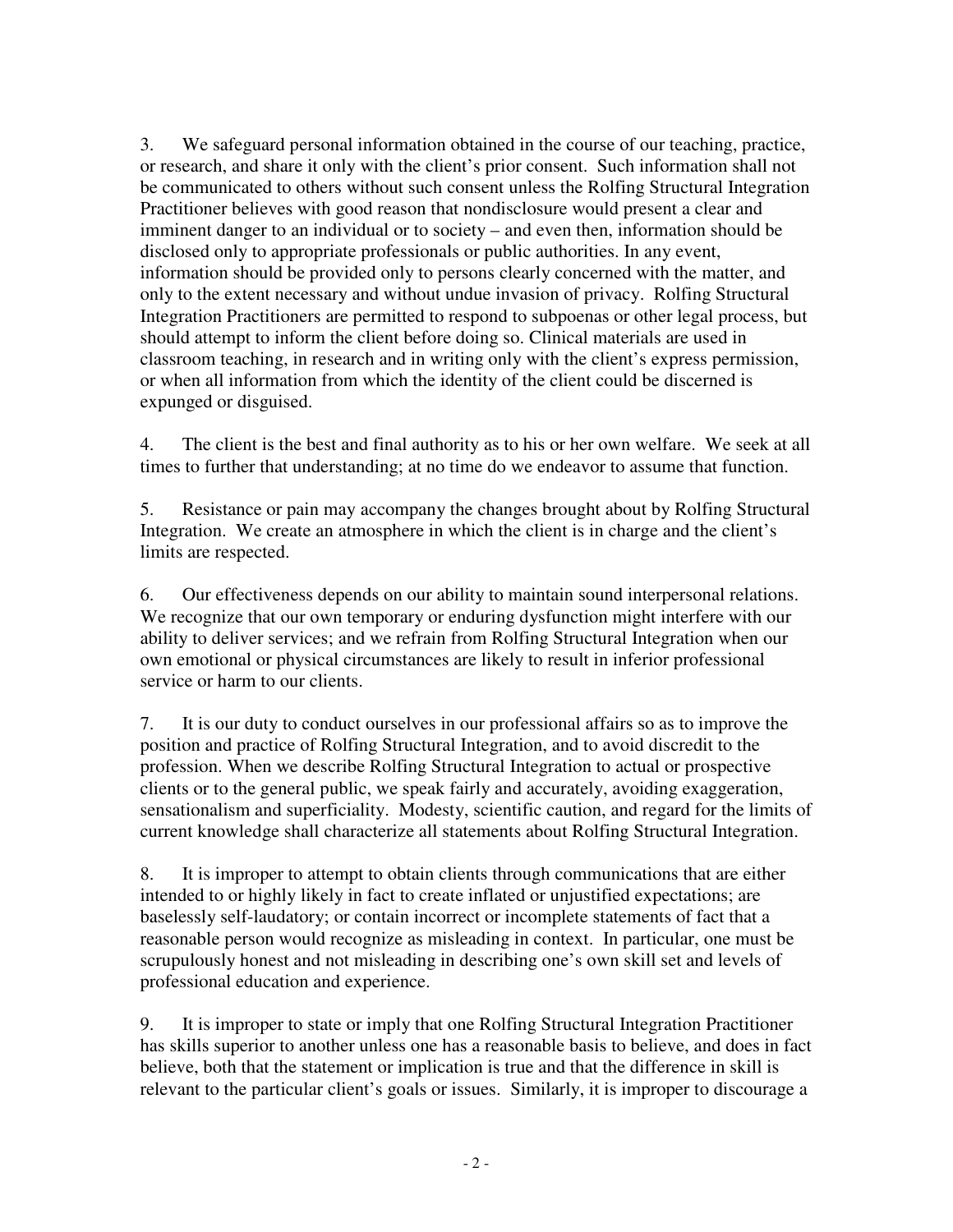3. We safeguard personal information obtained in the course of our teaching, practice, or research, and share it only with the client's prior consent. Such information shall not be communicated to others without such consent unless the Rolfing Structural Integration Practitioner believes with good reason that nondisclosure would present a clear and imminent danger to an individual or to society – and even then, information should be disclosed only to appropriate professionals or public authorities. In any event, information should be provided only to persons clearly concerned with the matter, and only to the extent necessary and without undue invasion of privacy. Rolfing Structural Integration Practitioners are permitted to respond to subpoenas or other legal process, but should attempt to inform the client before doing so. Clinical materials are used in classroom teaching, in research and in writing only with the client's express permission, or when all information from which the identity of the client could be discerned is expunged or disguised.

4. The client is the best and final authority as to his or her own welfare. We seek at all times to further that understanding; at no time do we endeavor to assume that function.

5. Resistance or pain may accompany the changes brought about by Rolfing Structural Integration. We create an atmosphere in which the client is in charge and the client's limits are respected.

6. Our effectiveness depends on our ability to maintain sound interpersonal relations. We recognize that our own temporary or enduring dysfunction might interfere with our ability to deliver services; and we refrain from Rolfing Structural Integration when our own emotional or physical circumstances are likely to result in inferior professional service or harm to our clients.

7. It is our duty to conduct ourselves in our professional affairs so as to improve the position and practice of Rolfing Structural Integration, and to avoid discredit to the profession. When we describe Rolfing Structural Integration to actual or prospective clients or to the general public, we speak fairly and accurately, avoiding exaggeration, sensationalism and superficiality. Modesty, scientific caution, and regard for the limits of current knowledge shall characterize all statements about Rolfing Structural Integration.

8. It is improper to attempt to obtain clients through communications that are either intended to or highly likely in fact to create inflated or unjustified expectations; are baselessly self-laudatory; or contain incorrect or incomplete statements of fact that a reasonable person would recognize as misleading in context. In particular, one must be scrupulously honest and not misleading in describing one's own skill set and levels of professional education and experience.

9. It is improper to state or imply that one Rolfing Structural Integration Practitioner has skills superior to another unless one has a reasonable basis to believe, and does in fact believe, both that the statement or implication is true and that the difference in skill is relevant to the particular client's goals or issues. Similarly, it is improper to discourage a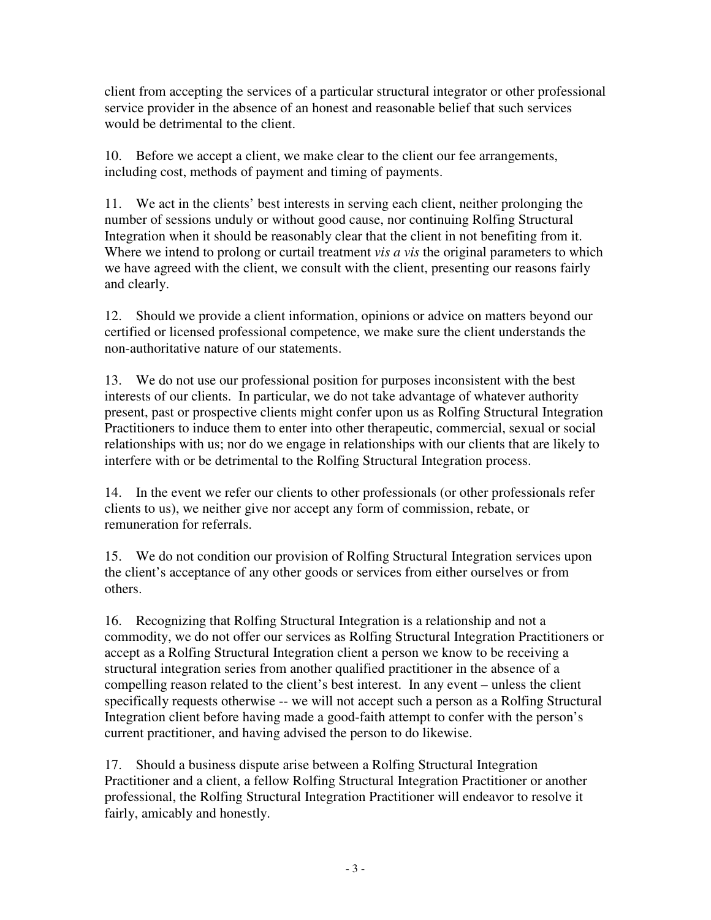client from accepting the services of a particular structural integrator or other professional service provider in the absence of an honest and reasonable belief that such services would be detrimental to the client.

10. Before we accept a client, we make clear to the client our fee arrangements, including cost, methods of payment and timing of payments.

11. We act in the clients' best interests in serving each client, neither prolonging the number of sessions unduly or without good cause, nor continuing Rolfing Structural Integration when it should be reasonably clear that the client in not benefiting from it. Where we intend to prolong or curtail treatment *vis a vis* the original parameters to which we have agreed with the client, we consult with the client, presenting our reasons fairly and clearly.

12. Should we provide a client information, opinions or advice on matters beyond our certified or licensed professional competence, we make sure the client understands the non-authoritative nature of our statements.

13. We do not use our professional position for purposes inconsistent with the best interests of our clients. In particular, we do not take advantage of whatever authority present, past or prospective clients might confer upon us as Rolfing Structural Integration Practitioners to induce them to enter into other therapeutic, commercial, sexual or social relationships with us; nor do we engage in relationships with our clients that are likely to interfere with or be detrimental to the Rolfing Structural Integration process.

14. In the event we refer our clients to other professionals (or other professionals refer clients to us), we neither give nor accept any form of commission, rebate, or remuneration for referrals.

15. We do not condition our provision of Rolfing Structural Integration services upon the client's acceptance of any other goods or services from either ourselves or from others.

16. Recognizing that Rolfing Structural Integration is a relationship and not a commodity, we do not offer our services as Rolfing Structural Integration Practitioners or accept as a Rolfing Structural Integration client a person we know to be receiving a structural integration series from another qualified practitioner in the absence of a compelling reason related to the client's best interest. In any event – unless the client specifically requests otherwise -- we will not accept such a person as a Rolfing Structural Integration client before having made a good-faith attempt to confer with the person's current practitioner, and having advised the person to do likewise.

17. Should a business dispute arise between a Rolfing Structural Integration Practitioner and a client, a fellow Rolfing Structural Integration Practitioner or another professional, the Rolfing Structural Integration Practitioner will endeavor to resolve it fairly, amicably and honestly.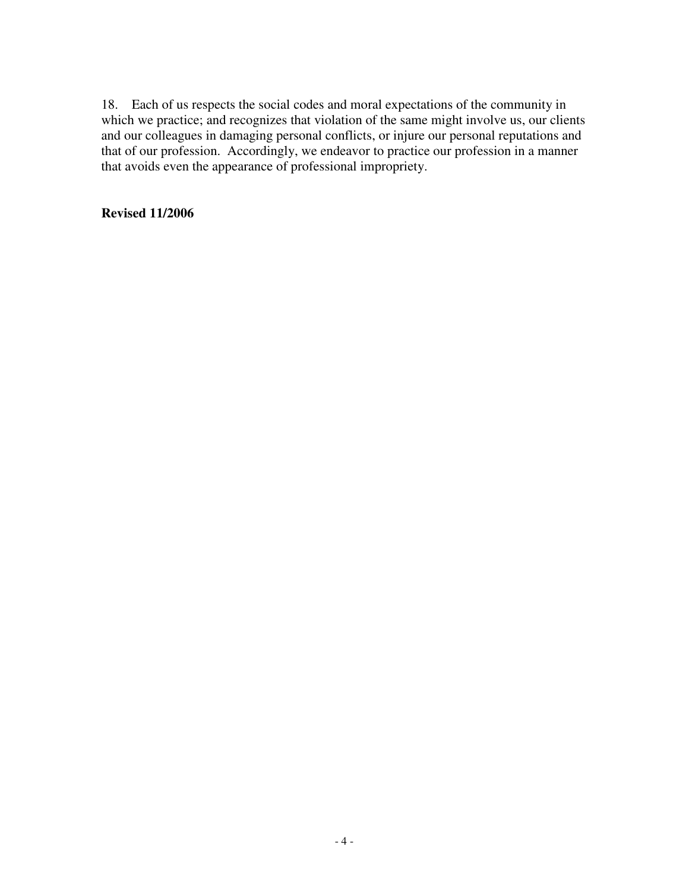18. Each of us respects the social codes and moral expectations of the community in which we practice; and recognizes that violation of the same might involve us, our clients and our colleagues in damaging personal conflicts, or injure our personal reputations and that of our profession. Accordingly, we endeavor to practice our profession in a manner that avoids even the appearance of professional impropriety.

**Revised 11/2006**